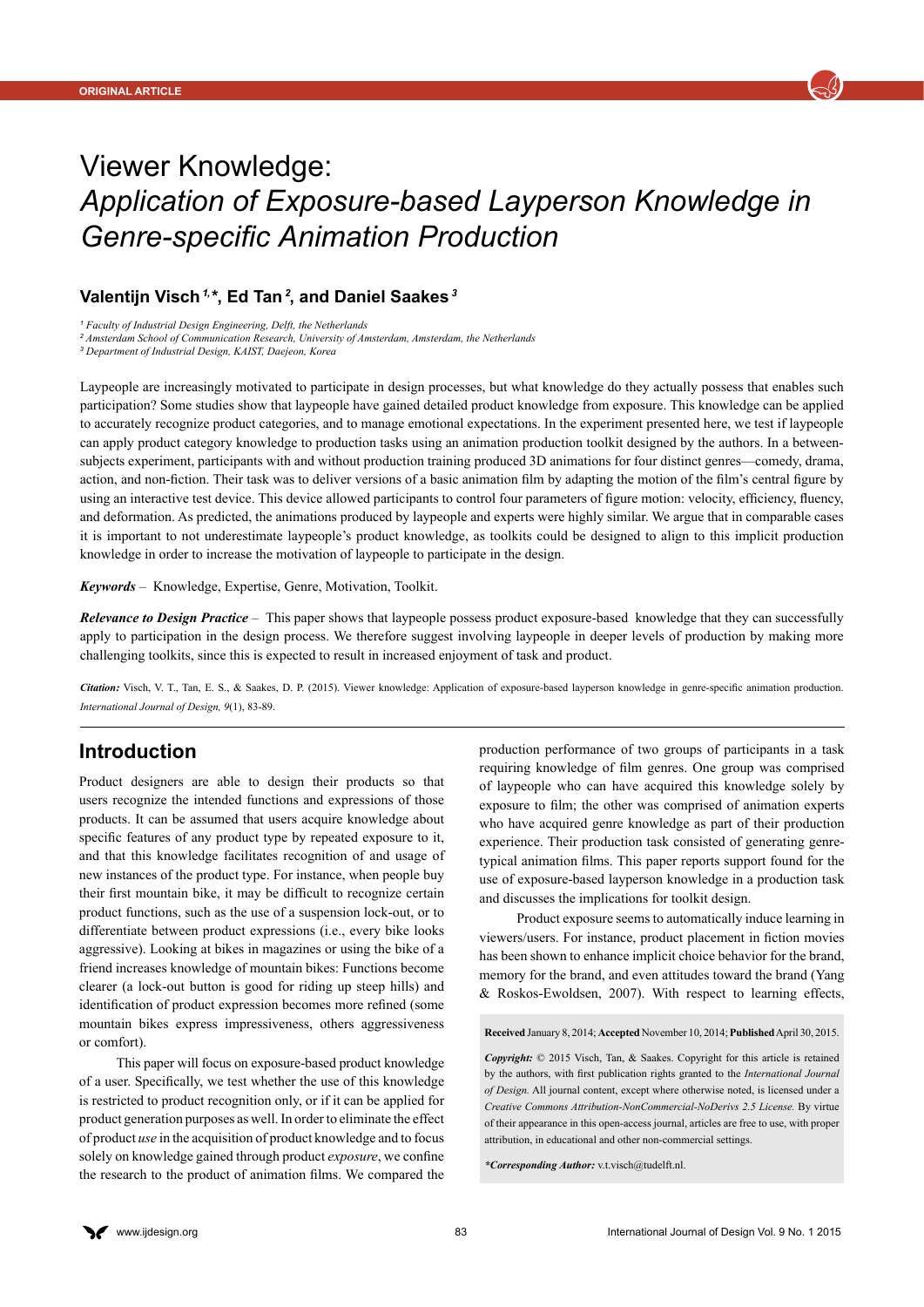ORIGINAL ARTICLE

# Viewer Knowledge: *Application of Exposure-based Layperson Knowledge in Genre-specific Animation Production*

### Valentijn Visch [1,]*, Ed Tan [2], and Daniel Saakes [3]

[1] *Faculty of Industrial Design Engineering, Delft, the Netherlands*
[2] *Amsterdam School of Communication Research, University of Amsterdam, Amsterdam, the Netherlands*
[3] *Department of Industrial Design, KAIST, Daejeon, Korea*

Laypeople are increasingly motivated to participate in design processes, but what knowledge do they actually possess that enables such participation? Some studies show that laypeople have gained detailed product knowledge from exposure. This knowledge can be applied to accurately recognize product categories, and to manage emotional expectations. In the experiment presented here, we test if laypeople can apply product category knowledge to production tasks using an animation production toolkit designed by the authors. In a between-subjects experiment, participants with and without production training produced 3D animations for four distinct genres—comedy, drama, action, and non-fiction. Their task was to deliver versions of a basic animation film by adapting the motion of the film's central figure by using an interactive test device. This device allowed participants to control four parameters of figure motion: velocity, efficiency, fluency, and deformation. As predicted, the animations produced by laypeople and experts were highly similar. We argue that in comparable cases it is important to not underestimate laypeople's product knowledge, as toolkits could be designed to align to this implicit production knowledge in order to increase the motivation of laypeople to participate in the design.

***Keywords*** – Knowledge, Expertise, Genre, Motivation, Toolkit.

***Relevance to Design Practice*** – This paper shows that laypeople possess product exposure-based knowledge that they can successfully apply to participation in the design process. We therefore suggest involving laypeople in deeper levels of production by making more challenging toolkits, since this is expected to result in increased enjoyment of task and product.

***Citation:*** Visch, V. T., Tan, E. S., & Saakes, D. P. (2015). Viewer knowledge: Application of exposure-based layperson knowledge in genre-specific animation production. *International Journal of Design, 9*(1), 83-89.

## Introduction

Product designers are able to design their products so that users recognize the intended functions and expressions of those products. It can be assumed that users acquire knowledge about specific features of any product type by repeated exposure to it, and that this knowledge facilitates recognition of and usage of new instances of the product type. For instance, when people buy their first mountain bike, it may be difficult to recognize certain product functions, such as the use of a suspension lock-out, or to differentiate between product expressions (i.e., every bike looks aggressive). Looking at bikes in magazines or using the bike of a friend increases knowledge of mountain bikes: Functions become clearer (a lock-out button is good for riding up steep hills) and identification of product expression becomes more refined (some mountain bikes express impressiveness, others aggressiveness or comfort).

This paper will focus on exposure-based product knowledge of a user. Specifically, we test whether the use of this knowledge is restricted to product recognition only, or if it can be applied for product generation purposes as well. In order to eliminate the effect of product *use* in the acquisition of product knowledge and to focus solely on knowledge gained through product *exposure*, we confine the research to the product of animation films. We compared the production performance of two groups of participants in a task requiring knowledge of film genres. One group was comprised of laypeople who can have acquired this knowledge solely by exposure to film; the other was comprised of animation experts who have acquired genre knowledge as part of their production experience. Their production task consisted of generating genre-typical animation films. This paper reports support found for the use of exposure-based layperson knowledge in a production task and discusses the implications for toolkit design.

Product exposure seems to automatically induce learning in viewers/users. For instance, product placement in fiction movies has been shown to enhance implicit choice behavior for the brand, memory for the brand, and even attitudes toward the brand (Yang & Roskos-Ewoldsen, 2007). With respect to learning effects,

**Received** January 8, 2014; **Accepted** November 10, 2014; **Published** April 30, 2015.

***Copyright:*** © 2015 Visch, Tan, & Saakes. Copyright for this article is retained by the authors, with first publication rights granted to the *International Journal of Design*. All journal content, except where otherwise noted, is licensed under a *Creative Commons Attribution-NonCommercial-NoDerivs 2.5 License*. By virtue of their appearance in this open-access journal, articles are free to use, with proper attribution, in educational and other non-commercial settings.

***\*Corresponding Author:*** v.t.visch@tudelft.nl.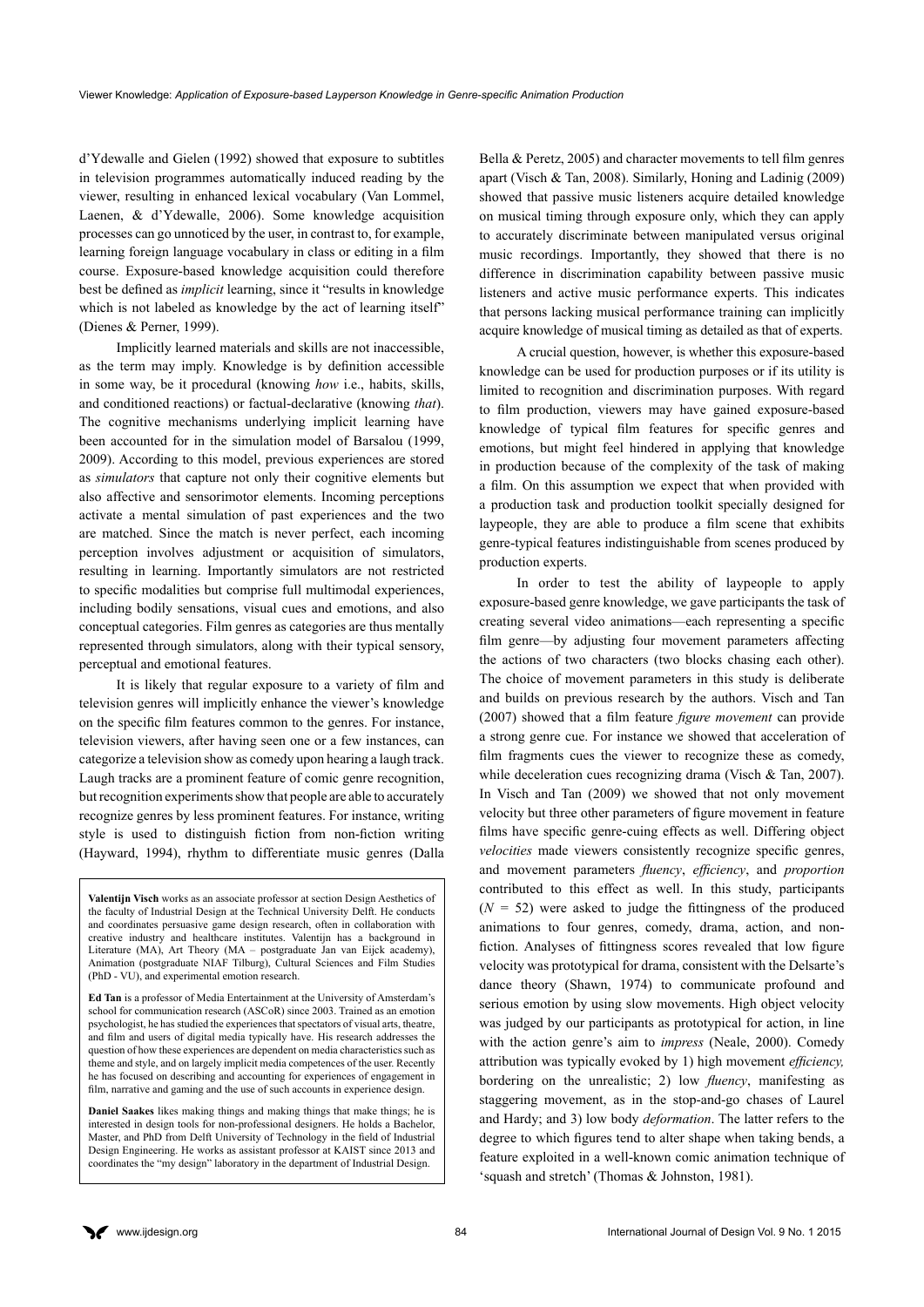d'Ydewalle and Gielen (1992) showed that exposure to subtitles in television programmes automatically induced reading by the viewer, resulting in enhanced lexical vocabulary (Van Lommel, Laenen, & d'Ydewalle, 2006). Some knowledge acquisition processes can go unnoticed by the user, in contrast to, for example, learning foreign language vocabulary in class or editing in a film course. Exposure-based knowledge acquisition could therefore best be defined as *implicit* learning, since it "results in knowledge which is not labeled as knowledge by the act of learning itself" (Dienes & Perner, 1999).

Implicitly learned materials and skills are not inaccessible, as the term may imply. Knowledge is by definition accessible in some way, be it procedural (knowing *how* i.e., habits, skills, and conditioned reactions) or factual-declarative (knowing *that*). The cognitive mechanisms underlying implicit learning have been accounted for in the simulation model of Barsalou (1999, 2009). According to this model, previous experiences are stored as *simulators* that capture not only their cognitive elements but also affective and sensorimotor elements. Incoming perceptions activate a mental simulation of past experiences and the two are matched. Since the match is never perfect, each incoming perception involves adjustment or acquisition of simulators, resulting in learning. Importantly simulators are not restricted to specific modalities but comprise full multimodal experiences, including bodily sensations, visual cues and emotions, and also conceptual categories. Film genres as categories are thus mentally represented through simulators, along with their typical sensory, perceptual and emotional features.

It is likely that regular exposure to a variety of film and television genres will implicitly enhance the viewer's knowledge on the specific film features common to the genres. For instance, television viewers, after having seen one or a few instances, can categorize a television show as comedy upon hearing a laugh track. Laugh tracks are a prominent feature of comic genre recognition, but recognition experiments show that people are able to accurately recognize genres by less prominent features. For instance, writing style is used to distinguish fiction from non-fiction writing (Hayward, 1994), rhythm to differentiate music genres (Dalla Bella & Peretz, 2005) and character movements to tell film genres apart (Visch & Tan, 2008). Similarly, Honing and Ladinig (2009) showed that passive music listeners acquire detailed knowledge on musical timing through exposure only, which they can apply to accurately discriminate between manipulated versus original music recordings. Importantly, they showed that there is no difference in discrimination capability between passive music listeners and active music performance experts. This indicates that persons lacking musical performance training can implicitly acquire knowledge of musical timing as detailed as that of experts.

A crucial question, however, is whether this exposure-based knowledge can be used for production purposes or if its utility is limited to recognition and discrimination purposes. With regard to film production, viewers may have gained exposure-based knowledge of typical film features for specific genres and emotions, but might feel hindered in applying that knowledge in production because of the complexity of the task of making a film. On this assumption we expect that when provided with a production task and production toolkit specially designed for laypeople, they are able to produce a film scene that exhibits genre-typical features indistinguishable from scenes produced by production experts.

In order to test the ability of laypeople to apply exposure-based genre knowledge, we gave participants the task of creating several video animations—each representing a specific film genre—by adjusting four movement parameters affecting the actions of two characters (two blocks chasing each other). The choice of movement parameters in this study is deliberate and builds on previous research by the authors. Visch and Tan (2007) showed that a film feature *figure movement* can provide a strong genre cue. For instance we showed that acceleration of film fragments cues the viewer to recognize these as comedy, while deceleration cues recognizing drama (Visch & Tan, 2007). In Visch and Tan (2009) we showed that not only movement velocity but three other parameters of figure movement in feature films have specific genre-cuing effects as well. Differing object *velocities* made viewers consistently recognize specific genres, and movement parameters *fluency*, *efficiency*, and *proportion* contributed to this effect as well. In this study, participants ($N = 52$) were asked to judge the fittingness of the produced animations to four genres, comedy, drama, action, and non-fiction. Analyses of fittingness scores revealed that low figure velocity was prototypical for drama, consistent with the Delsarte's dance theory (Shawn, 1974) to communicate profound and serious emotion by using slow movements. High object velocity was judged by our participants as prototypical for action, in line with the action genre's aim to *impress* (Neale, 2000). Comedy attribution was typically evoked by 1) high movement *efficiency,* bordering on the unrealistic; 2) low *fluency*, manifesting as staggering movement, as in the stop-and-go chases of Laurel and Hardy; and 3) low body *deformation*. The latter refers to the degree to which figures tend to alter shape when taking bends, a feature exploited in a well-known comic animation technique of 'squash and stretch' (Thomas & Johnston, 1981).

**Valentijn Visch** works as an associate professor at section Design Aesthetics of the faculty of Industrial Design at the Technical University Delft. He conducts and coordinates persuasive game design research, often in collaboration with creative industry and healthcare institutes. Valentijn has a background in Literature (MA), Art Theory (MA – postgraduate Jan van Eijck academy), Animation (postgraduate NIAF Tilburg), Cultural Sciences and Film Studies (PhD - VU), and experimental emotion research.

**Ed Tan** is a professor of Media Entertainment at the University of Amsterdam's school for communication research (ASCoR) since 2003. Trained as an emotion psychologist, he has studied the experiences that spectators of visual arts, theatre, and film and users of digital media typically have. His research addresses the question of how these experiences are dependent on media characteristics such as theme and style, and on largely implicit media competences of the user. Recently he has focused on describing and accounting for experiences of engagement in film, narrative and gaming and the use of such accounts in experience design.

**Daniel Saakes** likes making things and making things that make things; he is interested in design tools for non-professional designers. He holds a Bachelor, Master, and PhD from Delft University of Technology in the field of Industrial Design Engineering. He works as assistant professor at KAIST since 2013 and coordinates the "my design" laboratory in the department of Industrial Design.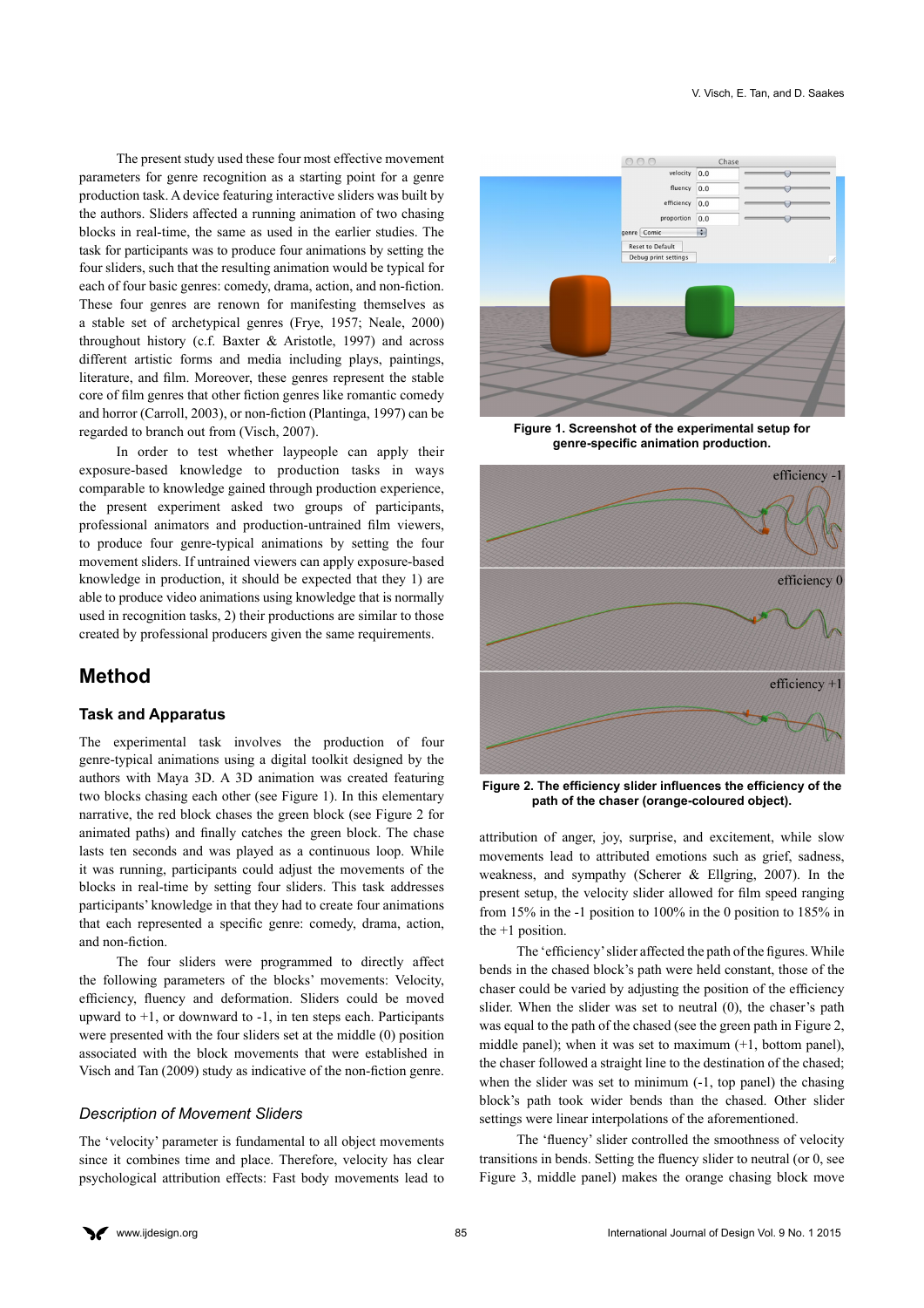The present study used these four most effective movement parameters for genre recognition as a starting point for a genre production task. A device featuring interactive sliders was built by the authors. Sliders affected a running animation of two chasing blocks in real-time, the same as used in the earlier studies. The task for participants was to produce four animations by setting the four sliders, such that the resulting animation would be typical for each of four basic genres: comedy, drama, action, and non-fiction. These four genres are renown for manifesting themselves as a stable set of archetypical genres (Frye, 1957; Neale, 2000) throughout history (c.f. Baxter & Aristotle, 1997) and across different artistic forms and media including plays, paintings, literature, and film. Moreover, these genres represent the stable core of film genres that other fiction genres like romantic comedy and horror (Carroll, 2003), or non-fiction (Plantinga, 1997) can be regarded to branch out from (Visch, 2007).

In order to test whether laypeople can apply their exposure-based knowledge to production tasks in ways comparable to knowledge gained through production experience, the present experiment asked two groups of participants, professional animators and production-untrained film viewers, to produce four genre-typical animations by setting the four movement sliders. If untrained viewers can apply exposure-based knowledge in production, it should be expected that they 1) are able to produce video animations using knowledge that is normally used in recognition tasks, 2) their productions are similar to those created by professional producers given the same requirements.

## Method

### Task and Apparatus

The experimental task involves the production of four genre-typical animations using a digital toolkit designed by the authors with Maya 3D. A 3D animation was created featuring two blocks chasing each other (see Figure 1). In this elementary narrative, the red block chases the green block (see Figure 2 for animated paths) and finally catches the green block. The chase lasts ten seconds and was played as a continuous loop. While it was running, participants could adjust the movements of the blocks in real-time by setting four sliders. This task addresses participants' knowledge in that they had to create four animations that each represented a specific genre: comedy, drama, action, and non-fiction.

The four sliders were programmed to directly affect the following parameters of the blocks' movements: Velocity, efficiency, fluency and deformation. Sliders could be moved upward to +1, or downward to -1, in ten steps each. Participants were presented with the four sliders set at the middle (0) position associated with the block movements that were established in Visch and Tan (2009) study as indicative of the non-fiction genre.

### *Description of Movement Sliders*

The 'velocity' parameter is fundamental to all object movements since it combines time and place. Therefore, velocity has clear psychological attribution effects: Fast body movements lead to attribution of anger, joy, surprise, and excitement, while slow movements lead to attributed emotions such as grief, sadness, weakness, and sympathy (Scherer & Ellgring, 2007). In the present setup, the velocity slider allowed for film speed ranging from 15% in the -1 position to 100% in the 0 position to 185% in the +1 position.

**Figure 1. Screenshot of the experimental setup for genre-specific animation production.**

**Figure 2. The efficiency slider influences the efficiency of the path of the chaser (orange-coloured object).**

The 'efficiency' slider affected the path of the figures. While bends in the chased block's path were held constant, those of the chaser could be varied by adjusting the position of the efficiency slider. When the slider was set to neutral (0), the chaser's path was equal to the path of the chased (see the green path in Figure 2, middle panel); when it was set to maximum (+1, bottom panel), the chaser followed a straight line to the destination of the chased; when the slider was set to minimum (-1, top panel) the chasing block's path took wider bends than the chased. Other slider settings were linear interpolations of the aforementioned.

The 'fluency' slider controlled the smoothness of velocity transitions in bends. Setting the fluency slider to neutral (or 0, see Figure 3, middle panel) makes the orange chasing block move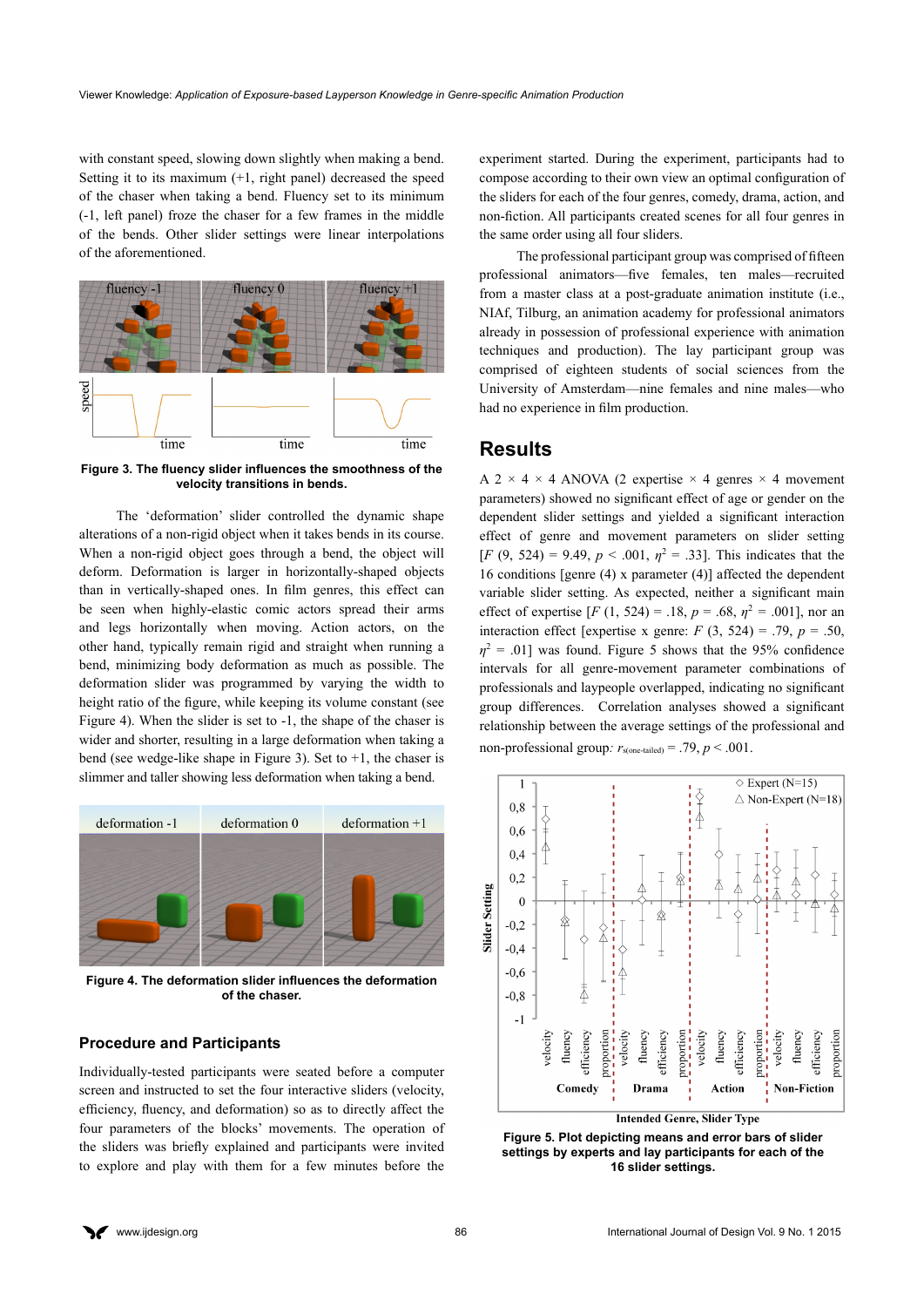with constant speed, slowing down slightly when making a bend. Setting it to its maximum (+1, right panel) decreased the speed of the chaser when taking a bend. Fluency set to its minimum (-1, left panel) froze the chaser for a few frames in the middle of the bends. Other slider settings were linear interpolations of the aforementioned.

**Figure 3. The fluency slider influences the smoothness of the velocity transitions in bends.**

The 'deformation' slider controlled the dynamic shape alterations of a non-rigid object when it takes bends in its course. When a non-rigid object goes through a bend, the object will deform. Deformation is larger in horizontally-shaped objects than in vertically-shaped ones. In film genres, this effect can be seen when highly-elastic comic actors spread their arms and legs horizontally when moving. Action actors, on the other hand, typically remain rigid and straight when running a bend, minimizing body deformation as much as possible. The deformation slider was programmed by varying the width to height ratio of the figure, while keeping its volume constant (see Figure 4). When the slider is set to -1, the shape of the chaser is wider and shorter, resulting in a large deformation when taking a bend (see wedge-like shape in Figure 3). Set to +1, the chaser is slimmer and taller showing less deformation when taking a bend.

**Figure 4. The deformation slider influences the deformation of the chaser.**

## Procedure and Participants

Individually-tested participants were seated before a computer screen and instructed to set the four interactive sliders (velocity, efficiency, fluency, and deformation) so as to directly affect the four parameters of the blocks' movements. The operation of the sliders was briefly explained and participants were invited to explore and play with them for a few minutes before the experiment started. During the experiment, participants had to compose according to their own view an optimal configuration of the sliders for each of the four genres, comedy, drama, action, and non-fiction. All participants created scenes for all four genres in the same order using all four sliders.

The professional participant group was comprised of fifteen professional animators—five females, ten males—recruited from a master class at a post-graduate animation institute (i.e., NIAf, Tilburg, an animation academy for professional animators already in possession of professional experience with animation techniques and production). The lay participant group was comprised of eighteen students of social sciences from the University of Amsterdam—nine females and nine males—who had no experience in film production.

## Results

A 2 × 4 × 4 ANOVA (2 expertise × 4 genres × 4 movement parameters) showed no significant effect of age or gender on the dependent slider settings and yielded a significant interaction effect of genre and movement parameters on slider setting [$F$ (9, 524) = 9.49, $p$ < .001, $\eta^2$ = .33]. This indicates that the 16 conditions [genre (4) x parameter (4)] affected the dependent variable slider setting. As expected, neither a significant main effect of expertise [$F$ (1, 524) = .18, $p$ = .68, $\eta^2$ = .001], nor an interaction effect [expertise x genre: $F$ (3, 524) = .79, $p$ = .50, $\eta^2$ = .01] was found. Figure 5 shows that the 95% confidence intervals for all genre-movement parameter combinations of professionals and laypeople overlapped, indicating no significant group differences. Correlation analyses showed a significant relationship between the average settings of the professional and non-professional group: $r_{s(\text{one-tailed})}$ = .79, $p$ < .001.

**Figure 5. Plot depicting means and error bars of slider settings by experts and lay participants for each of the 16 slider settings.**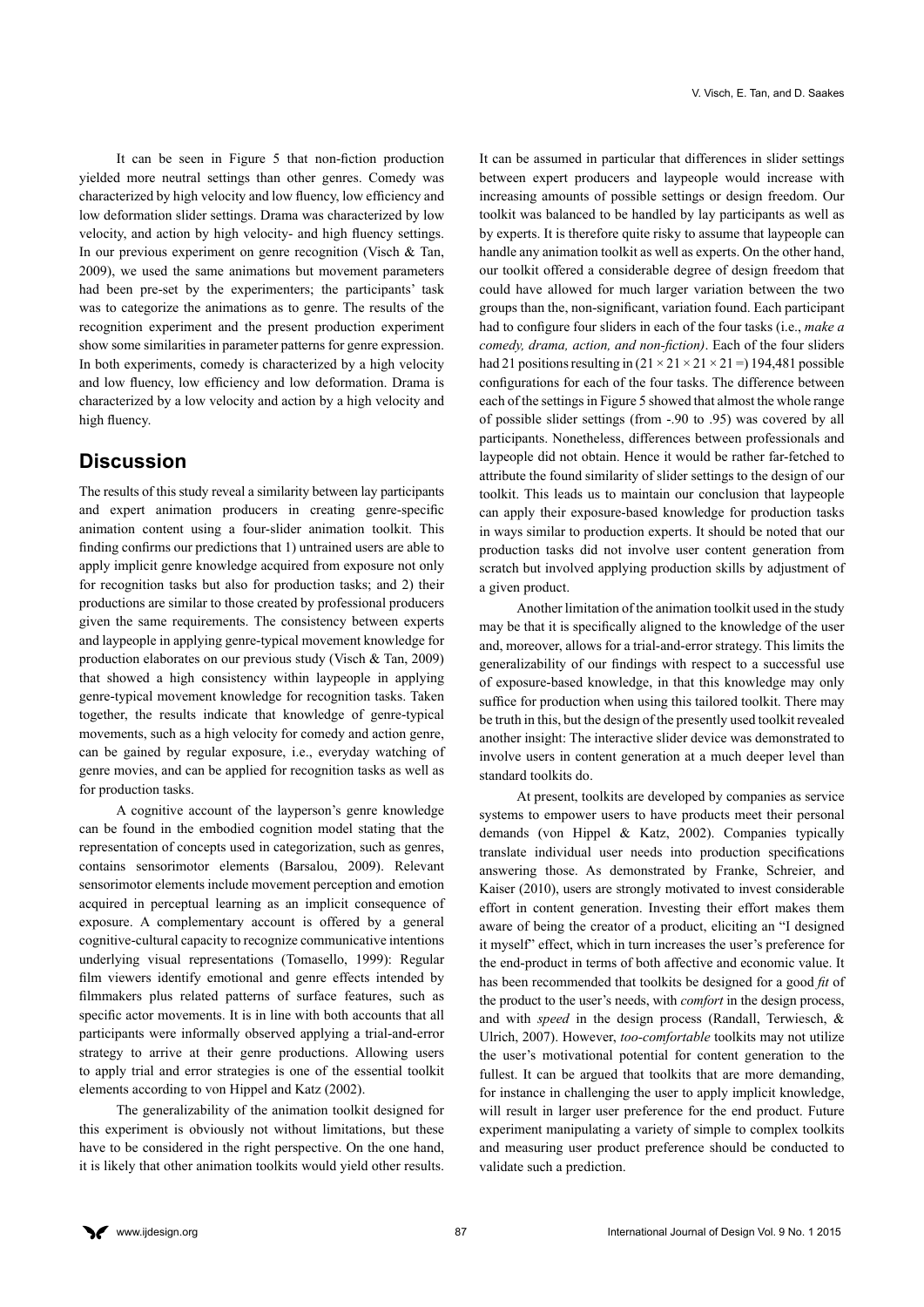It can be seen in Figure 5 that non-fiction production yielded more neutral settings than other genres. Comedy was characterized by high velocity and low fluency, low efficiency and low deformation slider settings. Drama was characterized by low velocity, and action by high velocity- and high fluency settings. In our previous experiment on genre recognition (Visch & Tan, 2009), we used the same animations but movement parameters had been pre-set by the experimenters; the participants' task was to categorize the animations as to genre. The results of the recognition experiment and the present production experiment show some similarities in parameter patterns for genre expression. In both experiments, comedy is characterized by a high velocity and low fluency, low efficiency and low deformation. Drama is characterized by a low velocity and action by a high velocity and high fluency.

## Discussion

The results of this study reveal a similarity between lay participants and expert animation producers in creating genre-specific animation content using a four-slider animation toolkit. This finding confirms our predictions that 1) untrained users are able to apply implicit genre knowledge acquired from exposure not only for recognition tasks but also for production tasks; and 2) their productions are similar to those created by professional producers given the same requirements. The consistency between experts and laypeople in applying genre-typical movement knowledge for production elaborates on our previous study (Visch & Tan, 2009) that showed a high consistency within laypeople in applying genre-typical movement knowledge for recognition tasks. Taken together, the results indicate that knowledge of genre-typical movements, such as a high velocity for comedy and action genre, can be gained by regular exposure, i.e., everyday watching of genre movies, and can be applied for recognition tasks as well as for production tasks.

A cognitive account of the layperson's genre knowledge can be found in the embodied cognition model stating that the representation of concepts used in categorization, such as genres, contains sensorimotor elements (Barsalou, 2009). Relevant sensorimotor elements include movement perception and emotion acquired in perceptual learning as an implicit consequence of exposure. A complementary account is offered by a general cognitive-cultural capacity to recognize communicative intentions underlying visual representations (Tomasello, 1999): Regular film viewers identify emotional and genre effects intended by filmmakers plus related patterns of surface features, such as specific actor movements. It is in line with both accounts that all participants were informally observed applying a trial-and-error strategy to arrive at their genre productions. Allowing users to apply trial and error strategies is one of the essential toolkit elements according to von Hippel and Katz (2002).

The generalizability of the animation toolkit designed for this experiment is obviously not without limitations, but these have to be considered in the right perspective. On the one hand, it is likely that other animation toolkits would yield other results. It can be assumed in particular that differences in slider settings between expert producers and laypeople would increase with increasing amounts of possible settings or design freedom. Our toolkit was balanced to be handled by lay participants as well as by experts. It is therefore quite risky to assume that laypeople can handle any animation toolkit as well as experts. On the other hand, our toolkit offered a considerable degree of design freedom that could have allowed for much larger variation between the two groups than the, non-significant, variation found. Each participant had to configure four sliders in each of the four tasks (i.e., *make a comedy, drama, action, and non-fiction)*. Each of the four sliders had 21 positions resulting in $(21 \times 21 \times 21 \times 21 =)$ 194,481 possible configurations for each of the four tasks. The difference between each of the settings in Figure 5 showed that almost the whole range of possible slider settings (from -.90 to .95) was covered by all participants. Nonetheless, differences between professionals and laypeople did not obtain. Hence it would be rather far-fetched to attribute the found similarity of slider settings to the design of our toolkit. This leads us to maintain our conclusion that laypeople can apply their exposure-based knowledge for production tasks in ways similar to production experts. It should be noted that our production tasks did not involve user content generation from scratch but involved applying production skills by adjustment of a given product.

Another limitation of the animation toolkit used in the study may be that it is specifically aligned to the knowledge of the user and, moreover, allows for a trial-and-error strategy. This limits the generalizability of our findings with respect to a successful use of exposure-based knowledge, in that this knowledge may only suffice for production when using this tailored toolkit. There may be truth in this, but the design of the presently used toolkit revealed another insight: The interactive slider device was demonstrated to involve users in content generation at a much deeper level than standard toolkits do.

At present, toolkits are developed by companies as service systems to empower users to have products meet their personal demands (von Hippel & Katz, 2002). Companies typically translate individual user needs into production specifications answering those. As demonstrated by Franke, Schreier, and Kaiser (2010), users are strongly motivated to invest considerable effort in content generation. Investing their effort makes them aware of being the creator of a product, eliciting an "I designed it myself" effect, which in turn increases the user's preference for the end-product in terms of both affective and economic value. It has been recommended that toolkits be designed for a good *fit* of the product to the user's needs, with *comfort* in the design process, and with *speed* in the design process (Randall, Terwiesch, & Ulrich, 2007). However, *too-comfortable* toolkits may not utilize the user's motivational potential for content generation to the fullest. It can be argued that toolkits that are more demanding, for instance in challenging the user to apply implicit knowledge, will result in larger user preference for the end product. Future experiment manipulating a variety of simple to complex toolkits and measuring user product preference should be conducted to validate such a prediction.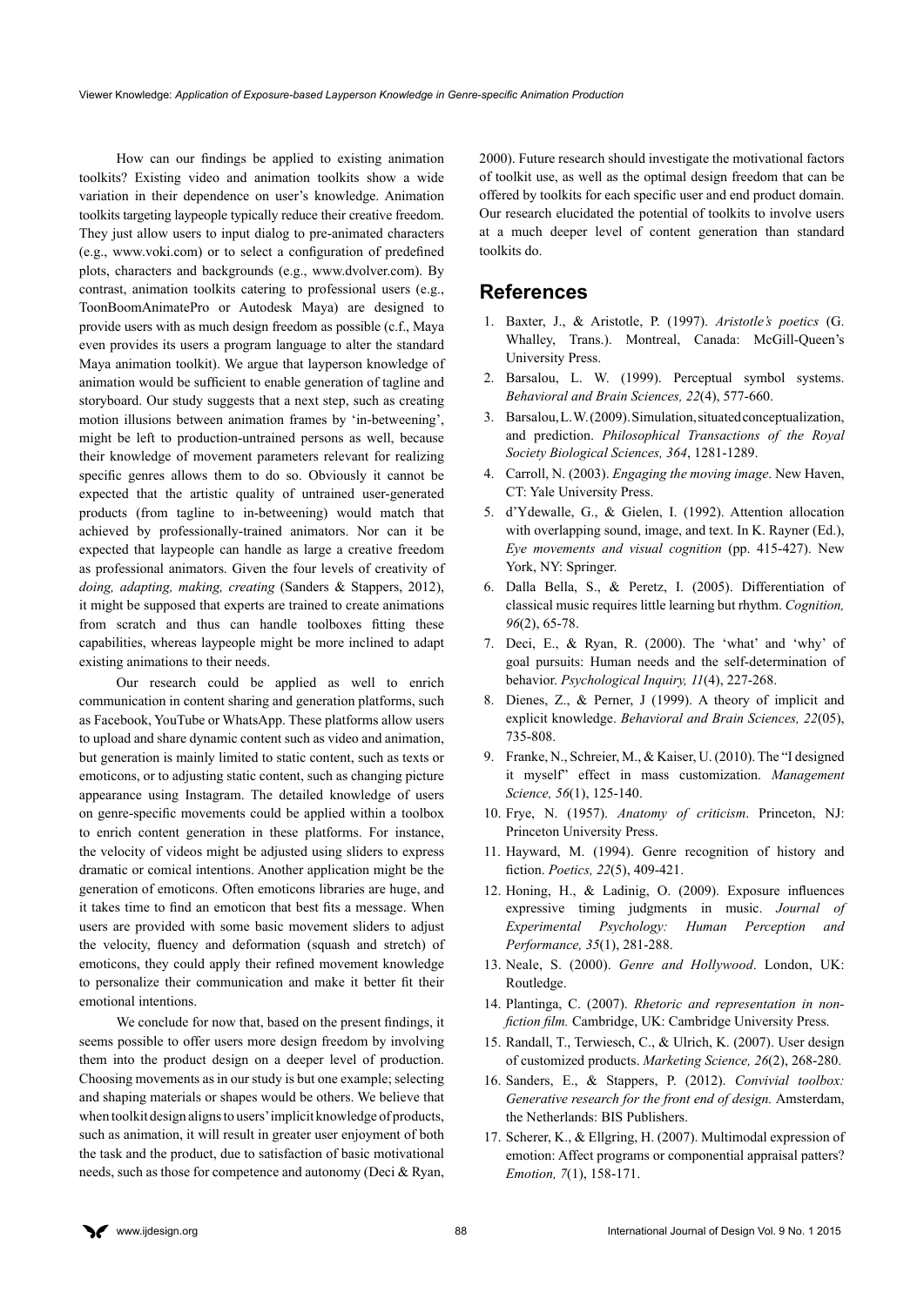How can our findings be applied to existing animation toolkits? Existing video and animation toolkits show a wide variation in their dependence on user's knowledge. Animation toolkits targeting laypeople typically reduce their creative freedom. They just allow users to input dialog to pre-animated characters (e.g., www.voki.com) or to select a configuration of predefined plots, characters and backgrounds (e.g., www.dvolver.com). By contrast, animation toolkits catering to professional users (e.g., ToonBoomAnimatePro or Autodesk Maya) are designed to provide users with as much design freedom as possible (c.f., Maya even provides its users a program language to alter the standard Maya animation toolkit). We argue that layperson knowledge of animation would be sufficient to enable generation of tagline and storyboard. Our study suggests that a next step, such as creating motion illusions between animation frames by 'in-betweening', might be left to production-untrained persons as well, because their knowledge of movement parameters relevant for realizing specific genres allows them to do so. Obviously it cannot be expected that the artistic quality of untrained user-generated products (from tagline to in-betweening) would match that achieved by professionally-trained animators. Nor can it be expected that laypeople can handle as large a creative freedom as professional animators. Given the four levels of creativity of *doing, adapting, making, creating* (Sanders & Stappers, 2012), it might be supposed that experts are trained to create animations from scratch and thus can handle toolboxes fitting these capabilities, whereas laypeople might be more inclined to adapt existing animations to their needs.

Our research could be applied as well to enrich communication in content sharing and generation platforms, such as Facebook, YouTube or WhatsApp. These platforms allow users to upload and share dynamic content such as video and animation, but generation is mainly limited to static content, such as texts or emoticons, or to adjusting static content, such as changing picture appearance using Instagram. The detailed knowledge of users on genre-specific movements could be applied within a toolbox to enrich content generation in these platforms. For instance, the velocity of videos might be adjusted using sliders to express dramatic or comical intentions. Another application might be the generation of emoticons. Often emoticons libraries are huge, and it takes time to find an emoticon that best fits a message. When users are provided with some basic movement sliders to adjust the velocity, fluency and deformation (squash and stretch) of emoticons, they could apply their refined movement knowledge to personalize their communication and make it better fit their emotional intentions.

We conclude for now that, based on the present findings, it seems possible to offer users more design freedom by involving them into the product design on a deeper level of production. Choosing movements as in our study is but one example; selecting and shaping materials or shapes would be others. We believe that when toolkit design aligns to users' implicit knowledge of products, such as animation, it will result in greater user enjoyment of both the task and the product, due to satisfaction of basic motivational needs, such as those for competence and autonomy (Deci & Ryan, 2000). Future research should investigate the motivational factors of toolkit use, as well as the optimal design freedom that can be offered by toolkits for each specific user and end product domain. Our research elucidated the potential of toolkits to involve users at a much deeper level of content generation than standard toolkits do.

## References

1. Baxter, J., & Aristotle, P. (1997). *Aristotle's poetics* (G. Whalley, Trans.). Montreal, Canada: McGill-Queen's University Press.
2. Barsalou, L. W. (1999). Perceptual symbol systems. *Behavioral and Brain Sciences, 22*(4), 577-660.
3. Barsalou, L. W. (2009). Simulation, situated conceptualization, and prediction. *Philosophical Transactions of the Royal Society Biological Sciences, 364*, 1281-1289.
4. Carroll, N. (2003). *Engaging the moving image*. New Haven, CT: Yale University Press.
5. d'Ydewalle, G., & Gielen, I. (1992). Attention allocation with overlapping sound, image, and text. In K. Rayner (Ed.), *Eye movements and visual cognition* (pp. 415-427). New York, NY: Springer.
6. Dalla Bella, S., & Peretz, I. (2005). Differentiation of classical music requires little learning but rhythm. *Cognition, 96*(2), 65-78.
7. Deci, E., & Ryan, R. (2000). The 'what' and 'why' of goal pursuits: Human needs and the self-determination of behavior. *Psychological Inquiry, 11*(4), 227-268.
8. Dienes, Z., & Perner, J (1999). A theory of implicit and explicit knowledge. *Behavioral and Brain Sciences, 22*(05), 735-808.
9. Franke, N., Schreier, M., & Kaiser, U. (2010). The "I designed it myself" effect in mass customization. *Management Science, 56*(1), 125-140.
10. Frye, N. (1957). *Anatomy of criticism*. Princeton, NJ: Princeton University Press.
11. Hayward, M. (1994). Genre recognition of history and fiction. *Poetics, 22*(5), 409-421.
12. Honing, H., & Ladinig, O. (2009). Exposure influences expressive timing judgments in music. *Journal of Experimental Psychology: Human Perception and Performance, 35*(1), 281-288.
13. Neale, S. (2000). *Genre and Hollywood*. London, UK: Routledge.
14. Plantinga, C. (2007). *Rhetoric and representation in non-fiction film.* Cambridge, UK: Cambridge University Press.
15. Randall, T., Terwiesch, C., & Ulrich, K. (2007). User design of customized products. *Marketing Science, 26*(2), 268-280.
16. Sanders, E., & Stappers, P. (2012). *Convivial toolbox: Generative research for the front end of design.* Amsterdam, the Netherlands: BIS Publishers.
17. Scherer, K., & Ellgring, H. (2007). Multimodal expression of emotion: Affect programs or componential appraisal patters? *Emotion, 7*(1), 158-171.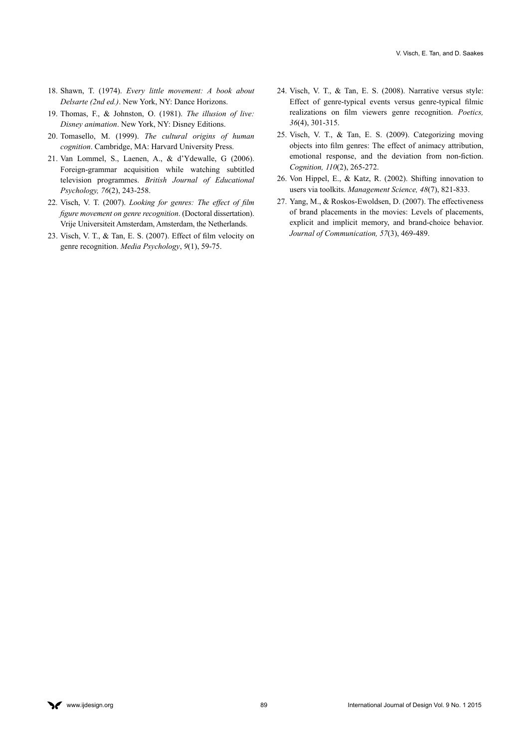18. Shawn, T. (1974). *Every little movement: A book about Delsarte (2nd ed.)*. New York, NY: Dance Horizons.
19. Thomas, F., & Johnston, O. (1981). *The illusion of live: Disney animation*. New York, NY: Disney Editions.
20. Tomasello, M. (1999). *The cultural origins of human cognition*. Cambridge, MA: Harvard University Press.
21. Van Lommel, S., Laenen, A., & d'Ydewalle, G (2006). Foreign-grammar acquisition while watching subtitled television programmes. *British Journal of Educational Psychology, 76*(2), 243-258.
22. Visch, V. T. (2007). *Looking for genres: The effect of film figure movement on genre recognition*. (Doctoral dissertation). Vrije Universiteit Amsterdam, Amsterdam, the Netherlands.
23. Visch, V. T., & Tan, E. S. (2007). Effect of film velocity on genre recognition. *Media Psychology*, *9*(1), 59-75.
24. Visch, V. T., & Tan, E. S. (2008). Narrative versus style: Effect of genre-typical events versus genre-typical filmic realizations on film viewers genre recognition. *Poetics, 36*(4), 301-315.
25. Visch, V. T., & Tan, E. S. (2009). Categorizing moving objects into film genres: The effect of animacy attribution, emotional response, and the deviation from non-fiction. *Cognition, 110*(2), 265-272.
26. Von Hippel, E., & Katz, R. (2002). Shifting innovation to users via toolkits. *Management Science, 48*(7), 821-833.
27. Yang, M., & Roskos-Ewoldsen, D. (2007). The effectiveness of brand placements in the movies: Levels of placements, explicit and implicit memory, and brand-choice behavior. *Journal of Communication, 57*(3), 469-489.